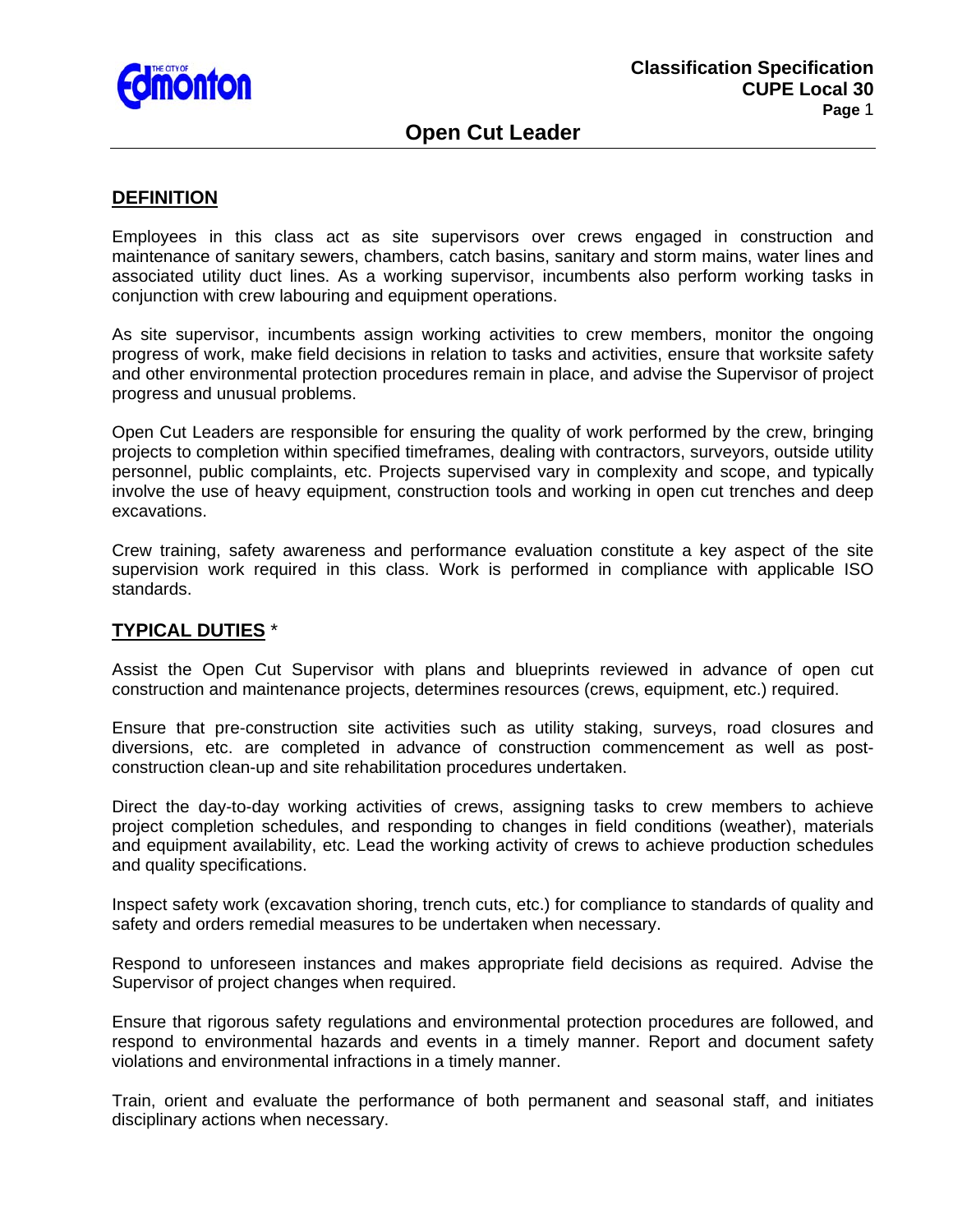# Open Cut Leader

## DEFINITION

Employees in this class act as site supervisors over crews engaged in construction and maintenance of sanitary sewers, chambers, catch basins, sanitary and storm mains, water lines and associated utility duct lines. As a working supervisor, incumbents also perform working tasks in conjunction with crew labouring and equipment operations.

As site supervisor, incumbents assign working activities to crew members, monitor the ongoing progress of work, make field decisions in relation to tasks and activities, ensure that worksite safety and other environmental protection procedures remain in place, and advise the Supervisor of project progress and unusual problems.

Open Cut Leaders are responsible for ensuring the quality of work performed by the crew, bringing projects to completion within specified timeframes, dealing with contractors, surveyors, outside utility personnel, public complaints, etc. Projects supervised vary in complexity and scope, and typically involve the use of heavy equipment, construction tools and working in open cut trenches and deep excavations.

Crew training, safety awareness and performance evaluation constitute a key aspect of the site supervision work required in this class. Work is performed in compliance with applicable ISO standards.

## TYPICAL DUTIES *

Assist the Open Cut Supervisor with plans and blueprints reviewed in advance of open cut construction and maintenance projects, determines resources (crews, equipment, etc.) required.

Ensure that pre-construction site activities such as utility staking, surveys, road closures and diversions, etc. are completed in advance of construction commencement as well as post-construction clean-up and site rehabilitation procedures undertaken.

Direct the day-to-day working activities of crews, assigning tasks to crew members to achieve project completion schedules, and responding to changes in field conditions (weather), materials and equipment availability, etc. Lead the working activity of crews to achieve production schedules and quality specifications.

Inspect safety work (excavation shoring, trench cuts, etc.) for compliance to standards of quality and safety and orders remedial measures to be undertaken when necessary.

Respond to unforeseen instances and makes appropriate field decisions as required. Advise the Supervisor of project changes when required.

Ensure that rigorous safety regulations and environmental protection procedures are followed, and respond to environmental hazards and events in a timely manner. Report and document safety violations and environmental infractions in a timely manner.

Train, orient and evaluate the performance of both permanent and seasonal staff, and initiates disciplinary actions when necessary.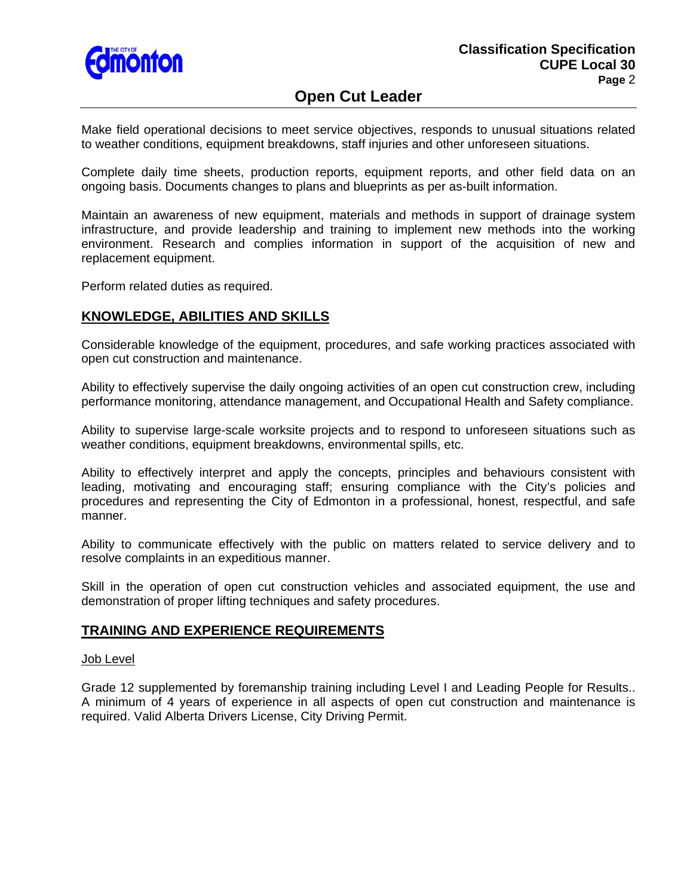Make field operational decisions to meet service objectives, responds to unusual situations related to weather conditions, equipment breakdowns, staff injuries and other unforeseen situations.

Complete daily time sheets, production reports, equipment reports, and other field data on an ongoing basis. Documents changes to plans and blueprints as per as-built information.

Maintain an awareness of new equipment, materials and methods in support of drainage system infrastructure, and provide leadership and training to implement new methods into the working environment. Research and complies information in support of the acquisition of new and replacement equipment.

Perform related duties as required.

## KNOWLEDGE, ABILITIES AND SKILLS

Considerable knowledge of the equipment, procedures, and safe working practices associated with open cut construction and maintenance.

Ability to effectively supervise the daily ongoing activities of an open cut construction crew, including performance monitoring, attendance management, and Occupational Health and Safety compliance.

Ability to supervise large-scale worksite projects and to respond to unforeseen situations such as weather conditions, equipment breakdowns, environmental spills, etc.

Ability to effectively interpret and apply the concepts, principles and behaviours consistent with leading, motivating and encouraging staff; ensuring compliance with the City's policies and procedures and representing the City of Edmonton in a professional, honest, respectful, and safe manner.

Ability to communicate effectively with the public on matters related to service delivery and to resolve complaints in an expeditious manner.

Skill in the operation of open cut construction vehicles and associated equipment, the use and demonstration of proper lifting techniques and safety procedures.

## TRAINING AND EXPERIENCE REQUIREMENTS

Job Level

Grade 12 supplemented by foremanship training including Level I and Leading People for Results.. A minimum of 4 years of experience in all aspects of open cut construction and maintenance is required. Valid Alberta Drivers License, City Driving Permit.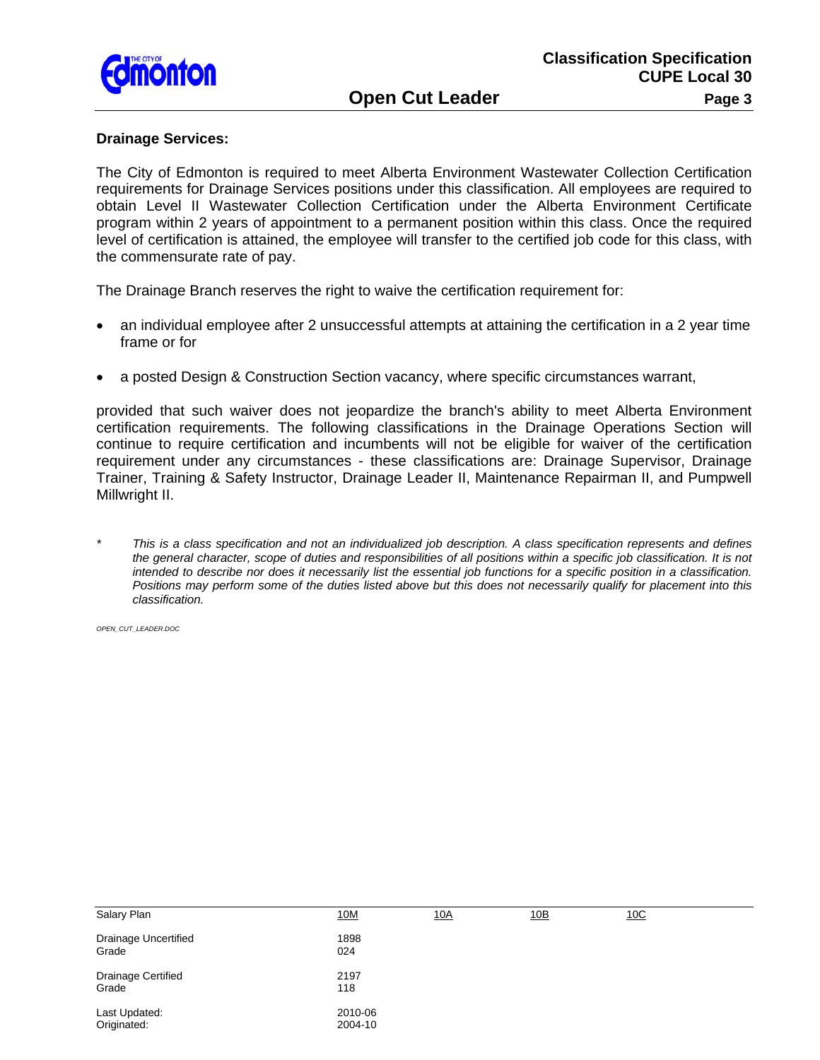**Drainage Services:**

The City of Edmonton is required to meet Alberta Environment Wastewater Collection Certification requirements for Drainage Services positions under this classification. All employees are required to obtain Level II Wastewater Collection Certification under the Alberta Environment Certificate program within 2 years of appointment to a permanent position within this class. Once the required level of certification is attained, the employee will transfer to the certified job code for this class, with the commensurate rate of pay.

The Drainage Branch reserves the right to waive the certification requirement for:

- an individual employee after 2 unsuccessful attempts at attaining the certification in a 2 year time frame or for
- a posted Design & Construction Section vacancy, where specific circumstances warrant,

provided that such waiver does not jeopardize the branch's ability to meet Alberta Environment certification requirements. The following classifications in the Drainage Operations Section will continue to require certification and incumbents will not be eligible for waiver of the certification requirement under any circumstances - these classifications are: Drainage Supervisor, Drainage Trainer, Training & Safety Instructor, Drainage Leader II, Maintenance Repairman II, and Pumpwell Millwright II.

\* *This is a class specification and not an individualized job description. A class specification represents and defines the general character, scope of duties and responsibilities of all positions within a specific job classification. It is not intended to describe nor does it necessarily list the essential job functions for a specific position in a classification. Positions may perform some of the duties listed above but this does not necessarily qualify for placement into this classification.*

*OPEN_CUT_LEADER.DOC*

| Salary Plan | 10M | 10A | 10B | 10C |
|---|---|---|---|---|
| Drainage Uncertified<br>Grade | 1898<br>024 | | | |
| Drainage Certified<br>Grade | 2197<br>118 | | | |
| Last Updated:<br>Originated: | 2010-06<br>2004-10 | | | |